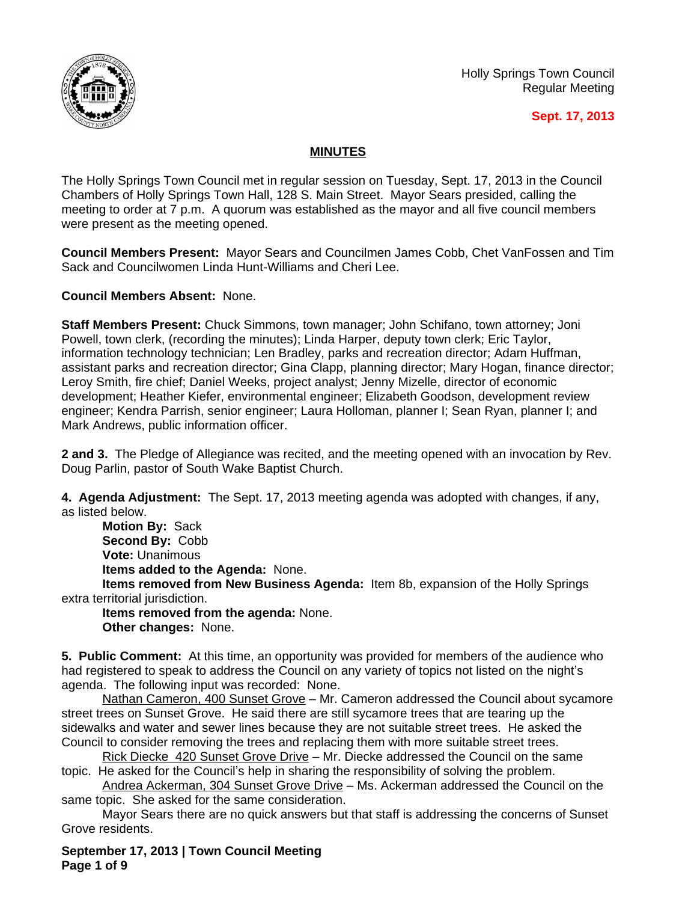Holly Springs Town Council
Regular Meeting

**Sept. 17, 2013**

## MINUTES

The Holly Springs Town Council met in regular session on Tuesday, Sept. 17, 2013 in the Council Chambers of Holly Springs Town Hall, 128 S. Main Street. Mayor Sears presided, calling the meeting to order at 7 p.m. A quorum was established as the mayor and all five council members were present as the meeting opened.

**Council Members Present:** Mayor Sears and Councilmen James Cobb, Chet VanFossen and Tim Sack and Councilwomen Linda Hunt-Williams and Cheri Lee.

**Council Members Absent:** None.

**Staff Members Present:** Chuck Simmons, town manager; John Schifano, town attorney; Joni Powell, town clerk, (recording the minutes); Linda Harper, deputy town clerk; Eric Taylor, information technology technician; Len Bradley, parks and recreation director; Adam Huffman, assistant parks and recreation director; Gina Clapp, planning director; Mary Hogan, finance director; Leroy Smith, fire chief; Daniel Weeks, project analyst; Jenny Mizelle, director of economic development; Heather Kiefer, environmental engineer; Elizabeth Goodson, development review engineer; Kendra Parrish, senior engineer; Laura Holloman, planner I; Sean Ryan, planner I; and Mark Andrews, public information officer.

**2 and 3.** The Pledge of Allegiance was recited, and the meeting opened with an invocation by Rev. Doug Parlin, pastor of South Wake Baptist Church.

**4. Agenda Adjustment:** The Sept. 17, 2013 meeting agenda was adopted with changes, if any, as listed below.

**Motion By:** Sack
**Second By:** Cobb
**Vote:** Unanimous
**Items added to the Agenda:** None.
**Items removed from New Business Agenda:** Item 8b, expansion of the Holly Springs extra territorial jurisdiction.
**Items removed from the agenda:** None.
**Other changes:** None.

**5. Public Comment:** At this time, an opportunity was provided for members of the audience who had registered to speak to address the Council on any variety of topics not listed on the night's agenda. The following input was recorded: None.

Nathan Cameron, 400 Sunset Grove – Mr. Cameron addressed the Council about sycamore street trees on Sunset Grove. He said there are still sycamore trees that are tearing up the sidewalks and water and sewer lines because they are not suitable street trees. He asked the Council to consider removing the trees and replacing them with more suitable street trees.

Rick Diecke 420 Sunset Grove Drive – Mr. Diecke addressed the Council on the same topic. He asked for the Council's help in sharing the responsibility of solving the problem.

Andrea Ackerman, 304 Sunset Grove Drive – Ms. Ackerman addressed the Council on the same topic. She asked for the same consideration.

Mayor Sears there are no quick answers but that staff is addressing the concerns of Sunset Grove residents.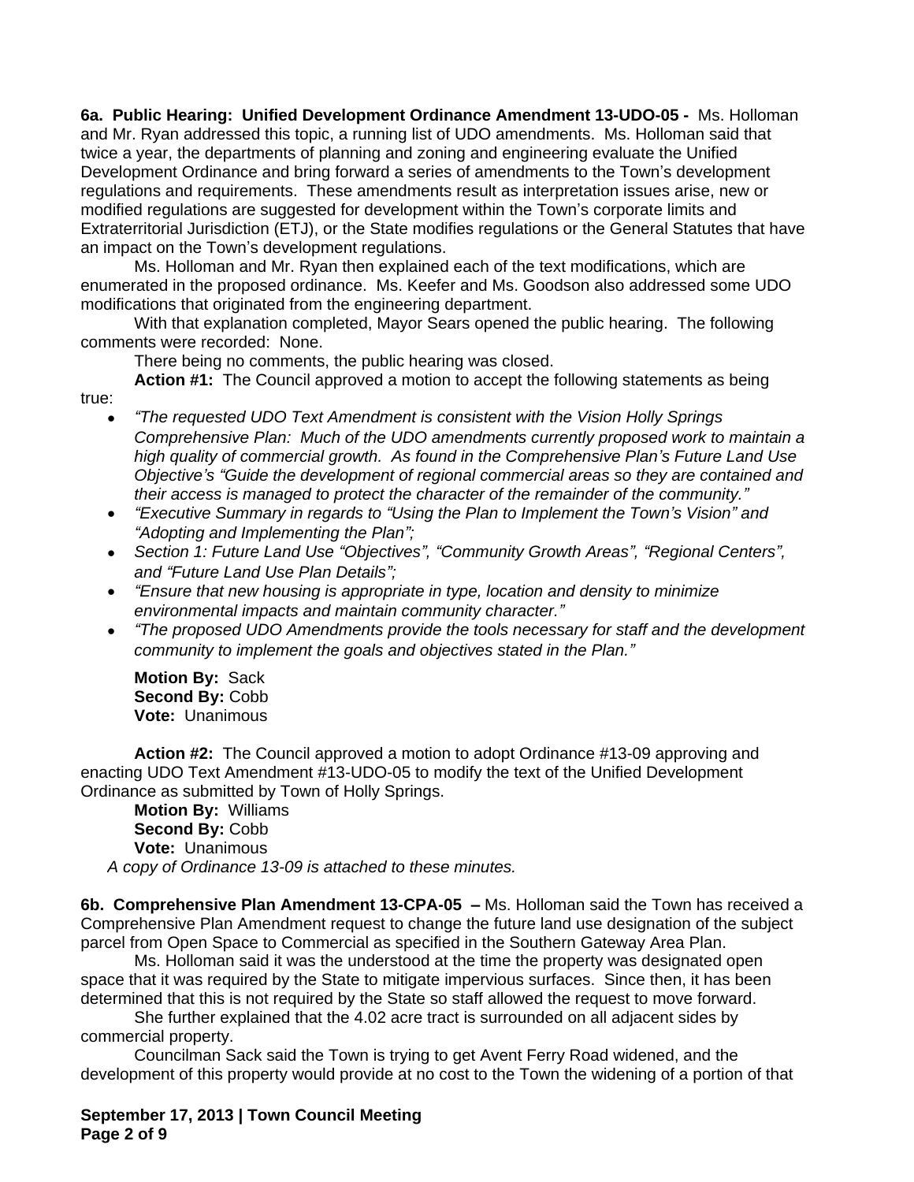**6a. Public Hearing: Unified Development Ordinance Amendment 13-UDO-05 -** Ms. Holloman and Mr. Ryan addressed this topic, a running list of UDO amendments. Ms. Holloman said that twice a year, the departments of planning and zoning and engineering evaluate the Unified Development Ordinance and bring forward a series of amendments to the Town's development regulations and requirements. These amendments result as interpretation issues arise, new or modified regulations are suggested for development within the Town's corporate limits and Extraterritorial Jurisdiction (ETJ), or the State modifies regulations or the General Statutes that have an impact on the Town's development regulations.

Ms. Holloman and Mr. Ryan then explained each of the text modifications, which are enumerated in the proposed ordinance. Ms. Keefer and Ms. Goodson also addressed some UDO modifications that originated from the engineering department.

With that explanation completed, Mayor Sears opened the public hearing. The following comments were recorded: None.

There being no comments, the public hearing was closed.

**Action #1:** The Council approved a motion to accept the following statements as being true:

- *"The requested UDO Text Amendment is consistent with the Vision Holly Springs Comprehensive Plan: Much of the UDO amendments currently proposed work to maintain a high quality of commercial growth. As found in the Comprehensive Plan's Future Land Use Objective's "Guide the development of regional commercial areas so they are contained and their access is managed to protect the character of the remainder of the community."*
- *"Executive Summary in regards to "Using the Plan to Implement the Town's Vision" and "Adopting and Implementing the Plan";*
- *Section 1: Future Land Use "Objectives", "Community Growth Areas", "Regional Centers", and "Future Land Use Plan Details";*
- *"Ensure that new housing is appropriate in type, location and density to minimize environmental impacts and maintain community character."*
- *"The proposed UDO Amendments provide the tools necessary for staff and the development community to implement the goals and objectives stated in the Plan."*

**Motion By:** Sack
**Second By:** Cobb
**Vote:** Unanimous

**Action #2:** The Council approved a motion to adopt Ordinance #13-09 approving and enacting UDO Text Amendment #13-UDO-05 to modify the text of the Unified Development Ordinance as submitted by Town of Holly Springs.

**Motion By:** Williams
**Second By:** Cobb
**Vote:** Unanimous

*A copy of Ordinance 13-09 is attached to these minutes.*

**6b. Comprehensive Plan Amendment 13-CPA-05 –** Ms. Holloman said the Town has received a Comprehensive Plan Amendment request to change the future land use designation of the subject parcel from Open Space to Commercial as specified in the Southern Gateway Area Plan.

Ms. Holloman said it was the understood at the time the property was designated open space that it was required by the State to mitigate impervious surfaces. Since then, it has been determined that this is not required by the State so staff allowed the request to move forward.

She further explained that the 4.02 acre tract is surrounded on all adjacent sides by commercial property.

Councilman Sack said the Town is trying to get Avent Ferry Road widened, and the development of this property would provide at no cost to the Town the widening of a portion of that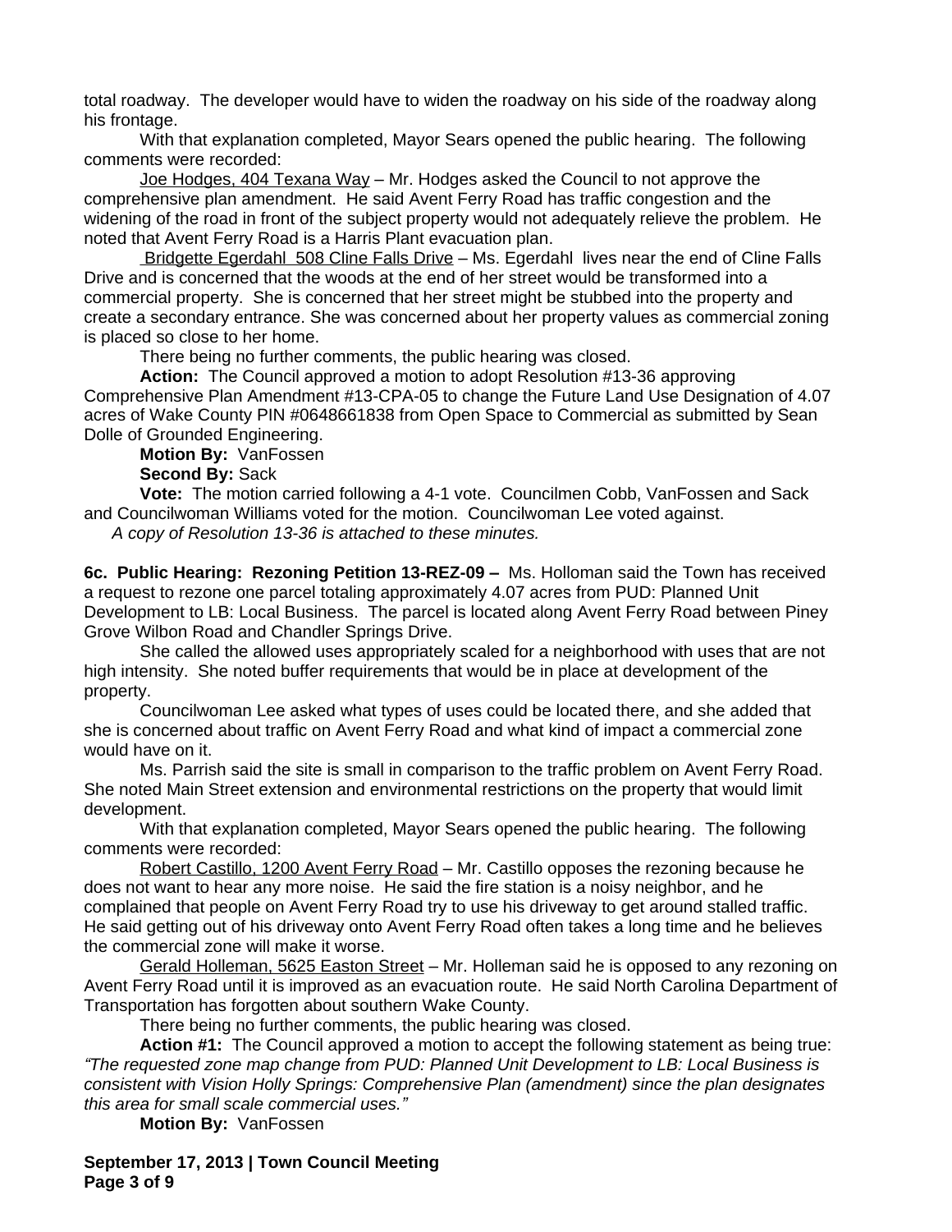total roadway. The developer would have to widen the roadway on his side of the roadway along his frontage.

With that explanation completed, Mayor Sears opened the public hearing. The following comments were recorded:

Joe Hodges, 404 Texana Way – Mr. Hodges asked the Council to not approve the comprehensive plan amendment. He said Avent Ferry Road has traffic congestion and the widening of the road in front of the subject property would not adequately relieve the problem. He noted that Avent Ferry Road is a Harris Plant evacuation plan.

Bridgette Egerdahl 508 Cline Falls Drive – Ms. Egerdahl lives near the end of Cline Falls Drive and is concerned that the woods at the end of her street would be transformed into a commercial property. She is concerned that her street might be stubbed into the property and create a secondary entrance. She was concerned about her property values as commercial zoning is placed so close to her home.

There being no further comments, the public hearing was closed.

**Action:** The Council approved a motion to adopt Resolution #13-36 approving Comprehensive Plan Amendment #13-CPA-05 to change the Future Land Use Designation of 4.07 acres of Wake County PIN #0648661838 from Open Space to Commercial as submitted by Sean Dolle of Grounded Engineering.

**Motion By:** VanFossen

**Second By:** Sack

**Vote:** The motion carried following a 4-1 vote. Councilmen Cobb, VanFossen and Sack and Councilwoman Williams voted for the motion. Councilwoman Lee voted against.

*A copy of Resolution 13-36 is attached to these minutes.*

**6c. Public Hearing: Rezoning Petition 13-REZ-09 –** Ms. Holloman said the Town has received a request to rezone one parcel totaling approximately 4.07 acres from PUD: Planned Unit Development to LB: Local Business. The parcel is located along Avent Ferry Road between Piney Grove Wilbon Road and Chandler Springs Drive.

She called the allowed uses appropriately scaled for a neighborhood with uses that are not high intensity. She noted buffer requirements that would be in place at development of the property.

Councilwoman Lee asked what types of uses could be located there, and she added that she is concerned about traffic on Avent Ferry Road and what kind of impact a commercial zone would have on it.

Ms. Parrish said the site is small in comparison to the traffic problem on Avent Ferry Road. She noted Main Street extension and environmental restrictions on the property that would limit development.

With that explanation completed, Mayor Sears opened the public hearing. The following comments were recorded:

Robert Castillo, 1200 Avent Ferry Road – Mr. Castillo opposes the rezoning because he does not want to hear any more noise. He said the fire station is a noisy neighbor, and he complained that people on Avent Ferry Road try to use his driveway to get around stalled traffic. He said getting out of his driveway onto Avent Ferry Road often takes a long time and he believes the commercial zone will make it worse.

Gerald Holleman, 5625 Easton Street – Mr. Holleman said he is opposed to any rezoning on Avent Ferry Road until it is improved as an evacuation route. He said North Carolina Department of Transportation has forgotten about southern Wake County.

There being no further comments, the public hearing was closed.

**Action #1:** The Council approved a motion to accept the following statement as being true: *"The requested zone map change from PUD: Planned Unit Development to LB: Local Business is consistent with Vision Holly Springs: Comprehensive Plan (amendment) since the plan designates this area for small scale commercial uses."*

**Motion By:** VanFossen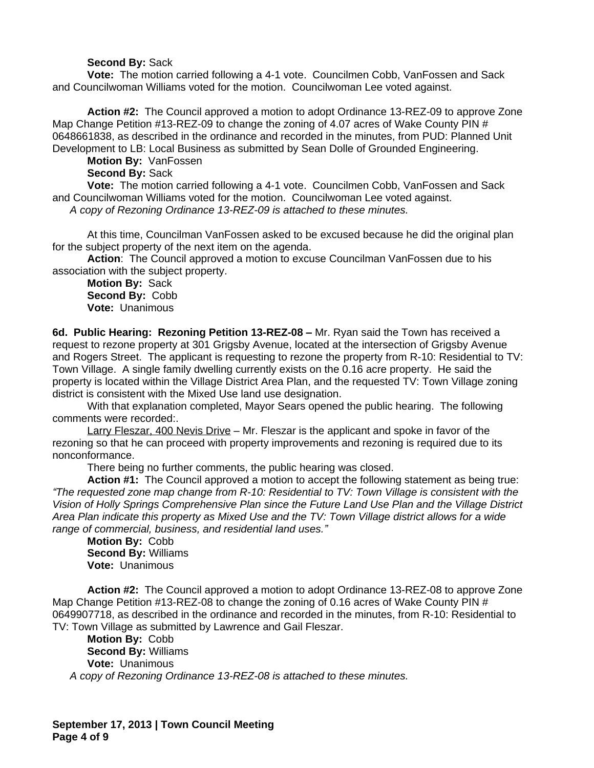**Second By:** Sack

**Vote:** The motion carried following a 4-1 vote. Councilmen Cobb, VanFossen and Sack and Councilwoman Williams voted for the motion. Councilwoman Lee voted against.

**Action #2:** The Council approved a motion to adopt Ordinance 13-REZ-09 to approve Zone Map Change Petition #13-REZ-09 to change the zoning of 4.07 acres of Wake County PIN # 0648661838, as described in the ordinance and recorded in the minutes, from PUD: Planned Unit Development to LB: Local Business as submitted by Sean Dolle of Grounded Engineering.

**Motion By:** VanFossen

**Second By:** Sack

**Vote:** The motion carried following a 4-1 vote. Councilmen Cobb, VanFossen and Sack and Councilwoman Williams voted for the motion. Councilwoman Lee voted against.

*A copy of Rezoning Ordinance 13-REZ-09 is attached to these minutes.*

At this time, Councilman VanFossen asked to be excused because he did the original plan for the subject property of the next item on the agenda.

**Action**: The Council approved a motion to excuse Councilman VanFossen due to his association with the subject property.

**Motion By:** Sack

**Second By:** Cobb

**Vote:** Unanimous

**6d. Public Hearing: Rezoning Petition 13-REZ-08 –** Mr. Ryan said the Town has received a request to rezone property at 301 Grigsby Avenue, located at the intersection of Grigsby Avenue and Rogers Street. The applicant is requesting to rezone the property from R-10: Residential to TV: Town Village. A single family dwelling currently exists on the 0.16 acre property. He said the property is located within the Village District Area Plan, and the requested TV: Town Village zoning district is consistent with the Mixed Use land use designation.

With that explanation completed, Mayor Sears opened the public hearing. The following comments were recorded:.

Larry Fleszar, 400 Nevis Drive – Mr. Fleszar is the applicant and spoke in favor of the rezoning so that he can proceed with property improvements and rezoning is required due to its nonconformance.

There being no further comments, the public hearing was closed.

**Action #1:** The Council approved a motion to accept the following statement as being true: *"The requested zone map change from R-10: Residential to TV: Town Village is consistent with the Vision of Holly Springs Comprehensive Plan since the Future Land Use Plan and the Village District Area Plan indicate this property as Mixed Use and the TV: Town Village district allows for a wide range of commercial, business, and residential land uses."*

**Motion By:** Cobb

**Second By:** Williams

**Vote:** Unanimous

**Action #2:** The Council approved a motion to adopt Ordinance 13-REZ-08 to approve Zone Map Change Petition #13-REZ-08 to change the zoning of 0.16 acres of Wake County PIN # 0649907718, as described in the ordinance and recorded in the minutes, from R-10: Residential to TV: Town Village as submitted by Lawrence and Gail Fleszar.

**Motion By:** Cobb

**Second By:** Williams

**Vote:** Unanimous

*A copy of Rezoning Ordinance 13-REZ-08 is attached to these minutes.*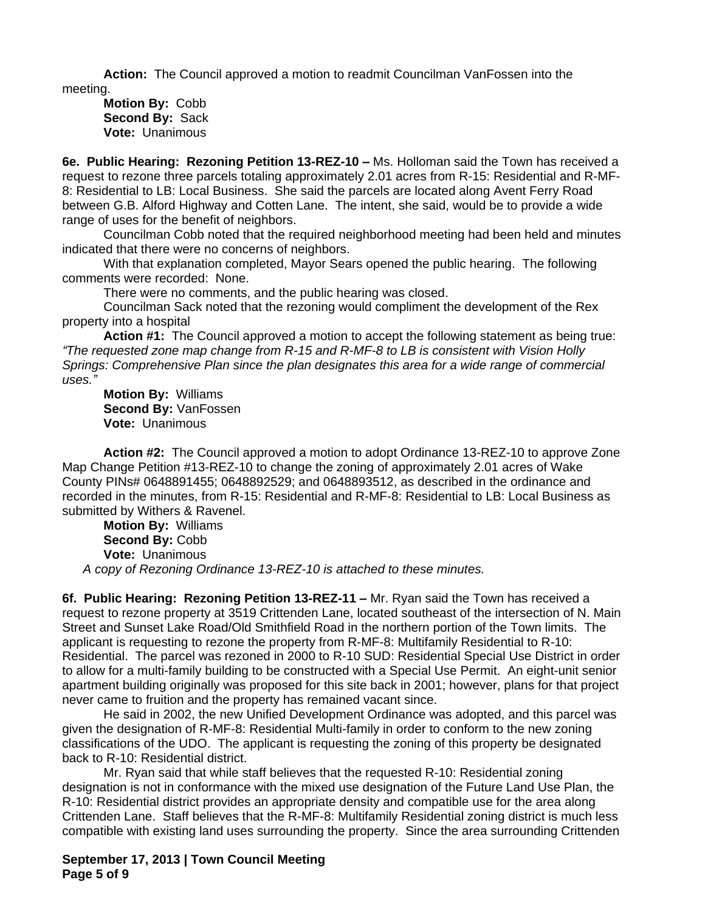**Action:** The Council approved a motion to readmit Councilman VanFossen into the meeting.

**Motion By:** Cobb
**Second By:** Sack
**Vote:** Unanimous

**6e. Public Hearing: Rezoning Petition 13-REZ-10 –** Ms. Holloman said the Town has received a request to rezone three parcels totaling approximately 2.01 acres from R-15: Residential and R-MF-8: Residential to LB: Local Business. She said the parcels are located along Avent Ferry Road between G.B. Alford Highway and Cotten Lane. The intent, she said, would be to provide a wide range of uses for the benefit of neighbors.

Councilman Cobb noted that the required neighborhood meeting had been held and minutes indicated that there were no concerns of neighbors.

With that explanation completed, Mayor Sears opened the public hearing. The following comments were recorded: None.

There were no comments, and the public hearing was closed.

Councilman Sack noted that the rezoning would compliment the development of the Rex property into a hospital

**Action #1:** The Council approved a motion to accept the following statement as being true: *"The requested zone map change from R-15 and R-MF-8 to LB is consistent with Vision Holly Springs: Comprehensive Plan since the plan designates this area for a wide range of commercial uses."*

**Motion By:** Williams
**Second By:** VanFossen
**Vote:** Unanimous

**Action #2:** The Council approved a motion to adopt Ordinance 13-REZ-10 to approve Zone Map Change Petition #13-REZ-10 to change the zoning of approximately 2.01 acres of Wake County PINs# 0648891455; 0648892529; and 0648893512, as described in the ordinance and recorded in the minutes, from R-15: Residential and R-MF-8: Residential to LB: Local Business as submitted by Withers & Ravenel.

**Motion By:** Williams
**Second By:** Cobb
**Vote:** Unanimous

*A copy of Rezoning Ordinance 13-REZ-10 is attached to these minutes.*

**6f. Public Hearing: Rezoning Petition 13-REZ-11 –** Mr. Ryan said the Town has received a request to rezone property at 3519 Crittenden Lane, located southeast of the intersection of N. Main Street and Sunset Lake Road/Old Smithfield Road in the northern portion of the Town limits. The applicant is requesting to rezone the property from R-MF-8: Multifamily Residential to R-10: Residential. The parcel was rezoned in 2000 to R-10 SUD: Residential Special Use District in order to allow for a multi-family building to be constructed with a Special Use Permit. An eight-unit senior apartment building originally was proposed for this site back in 2001; however, plans for that project never came to fruition and the property has remained vacant since.

He said in 2002, the new Unified Development Ordinance was adopted, and this parcel was given the designation of R-MF-8: Residential Multi-family in order to conform to the new zoning classifications of the UDO. The applicant is requesting the zoning of this property be designated back to R-10: Residential district.

Mr. Ryan said that while staff believes that the requested R-10: Residential zoning designation is not in conformance with the mixed use designation of the Future Land Use Plan, the R-10: Residential district provides an appropriate density and compatible use for the area along Crittenden Lane. Staff believes that the R-MF-8: Multifamily Residential zoning district is much less compatible with existing land uses surrounding the property. Since the area surrounding Crittenden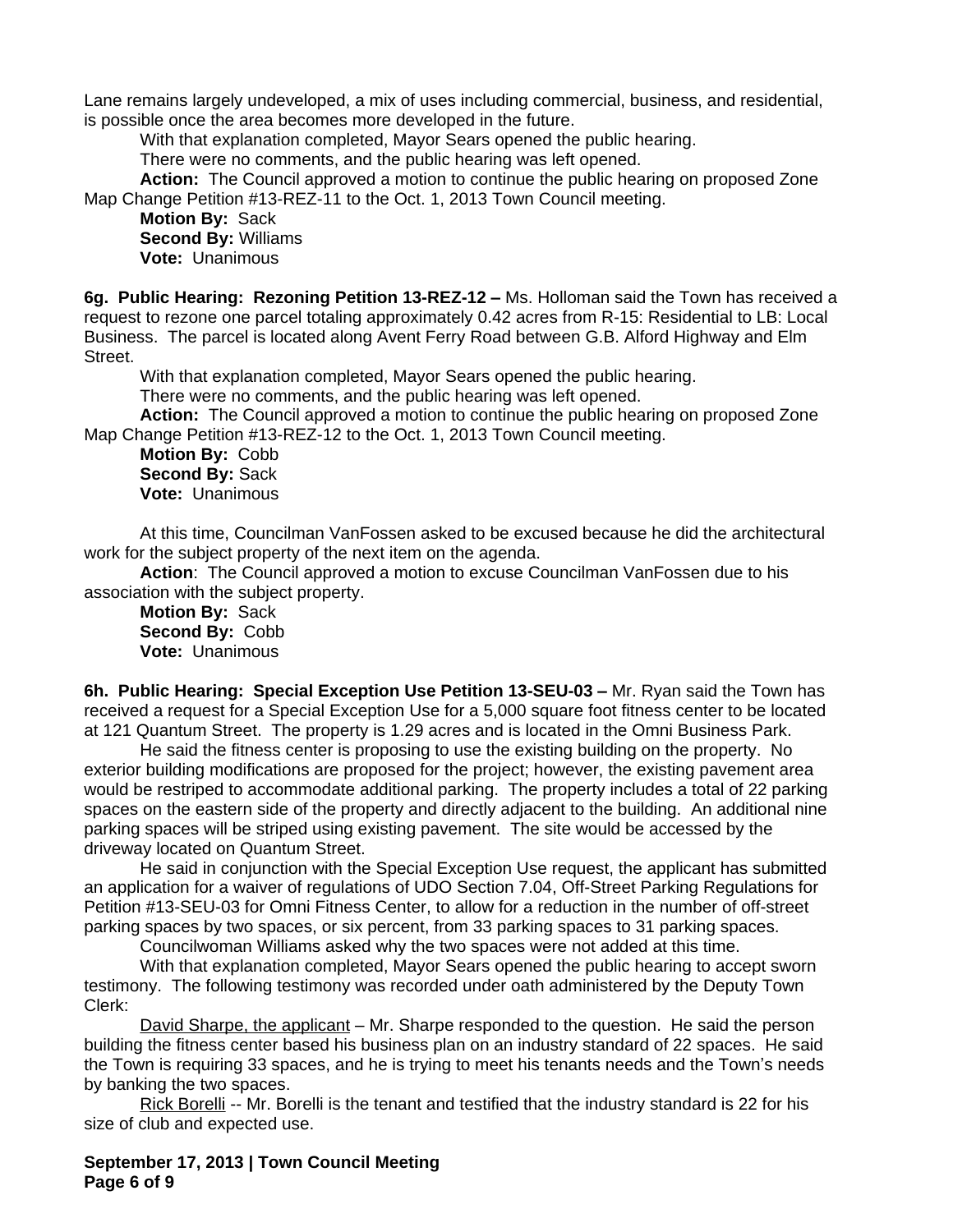Lane remains largely undeveloped, a mix of uses including commercial, business, and residential, is possible once the area becomes more developed in the future.

With that explanation completed, Mayor Sears opened the public hearing.

There were no comments, and the public hearing was left opened.

**Action:** The Council approved a motion to continue the public hearing on proposed Zone Map Change Petition #13-REZ-11 to the Oct. 1, 2013 Town Council meeting.

**Motion By:** Sack
**Second By:** Williams
**Vote:** Unanimous

**6g. Public Hearing: Rezoning Petition 13-REZ-12 –** Ms. Holloman said the Town has received a request to rezone one parcel totaling approximately 0.42 acres from R-15: Residential to LB: Local Business. The parcel is located along Avent Ferry Road between G.B. Alford Highway and Elm Street.

With that explanation completed, Mayor Sears opened the public hearing.

There were no comments, and the public hearing was left opened.

**Action:** The Council approved a motion to continue the public hearing on proposed Zone Map Change Petition #13-REZ-12 to the Oct. 1, 2013 Town Council meeting.

**Motion By:** Cobb
**Second By:** Sack
**Vote:** Unanimous

At this time, Councilman VanFossen asked to be excused because he did the architectural work for the subject property of the next item on the agenda.

**Action**: The Council approved a motion to excuse Councilman VanFossen due to his association with the subject property.

**Motion By:** Sack
**Second By:** Cobb
**Vote:** Unanimous

**6h. Public Hearing: Special Exception Use Petition 13-SEU-03 –** Mr. Ryan said the Town has received a request for a Special Exception Use for a 5,000 square foot fitness center to be located at 121 Quantum Street. The property is 1.29 acres and is located in the Omni Business Park.

He said the fitness center is proposing to use the existing building on the property. No exterior building modifications are proposed for the project; however, the existing pavement area would be restriped to accommodate additional parking. The property includes a total of 22 parking spaces on the eastern side of the property and directly adjacent to the building. An additional nine parking spaces will be striped using existing pavement. The site would be accessed by the driveway located on Quantum Street.

He said in conjunction with the Special Exception Use request, the applicant has submitted an application for a waiver of regulations of UDO Section 7.04, Off-Street Parking Regulations for Petition #13-SEU-03 for Omni Fitness Center, to allow for a reduction in the number of off-street parking spaces by two spaces, or six percent, from 33 parking spaces to 31 parking spaces.

Councilwoman Williams asked why the two spaces were not added at this time.

With that explanation completed, Mayor Sears opened the public hearing to accept sworn testimony. The following testimony was recorded under oath administered by the Deputy Town Clerk:

David Sharpe, the applicant – Mr. Sharpe responded to the question. He said the person building the fitness center based his business plan on an industry standard of 22 spaces. He said the Town is requiring 33 spaces, and he is trying to meet his tenants needs and the Town's needs by banking the two spaces.

Rick Borelli -- Mr. Borelli is the tenant and testified that the industry standard is 22 for his size of club and expected use.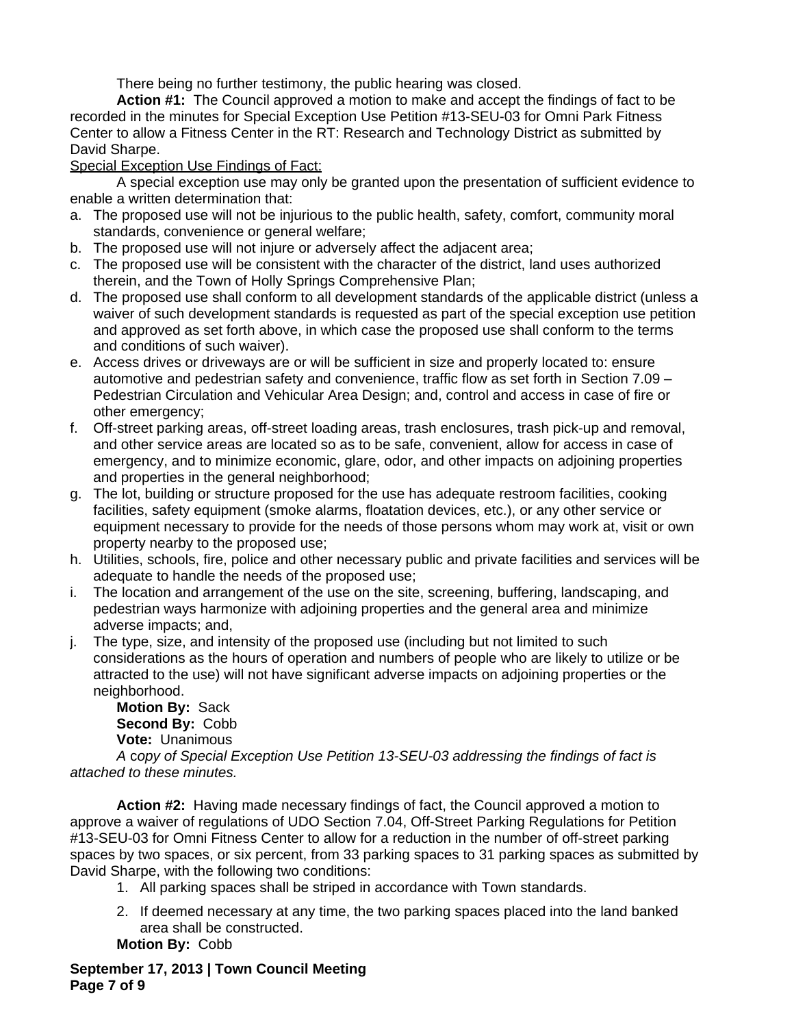There being no further testimony, the public hearing was closed.

**Action #1:** The Council approved a motion to make and accept the findings of fact to be recorded in the minutes for Special Exception Use Petition #13-SEU-03 for Omni Park Fitness Center to allow a Fitness Center in the RT: Research and Technology District as submitted by David Sharpe.

Special Exception Use Findings of Fact:

A special exception use may only be granted upon the presentation of sufficient evidence to enable a written determination that:

a. The proposed use will not be injurious to the public health, safety, comfort, community moral standards, convenience or general welfare;
b. The proposed use will not injure or adversely affect the adjacent area;
c. The proposed use will be consistent with the character of the district, land uses authorized therein, and the Town of Holly Springs Comprehensive Plan;
d. The proposed use shall conform to all development standards of the applicable district (unless a waiver of such development standards is requested as part of the special exception use petition and approved as set forth above, in which case the proposed use shall conform to the terms and conditions of such waiver).
e. Access drives or driveways are or will be sufficient in size and properly located to: ensure automotive and pedestrian safety and convenience, traffic flow as set forth in Section 7.09 – Pedestrian Circulation and Vehicular Area Design; and, control and access in case of fire or other emergency;
f. Off-street parking areas, off-street loading areas, trash enclosures, trash pick-up and removal, and other service areas are located so as to be safe, convenient, allow for access in case of emergency, and to minimize economic, glare, odor, and other impacts on adjoining properties and properties in the general neighborhood;
g. The lot, building or structure proposed for the use has adequate restroom facilities, cooking facilities, safety equipment (smoke alarms, floatation devices, etc.), or any other service or equipment necessary to provide for the needs of those persons whom may work at, visit or own property nearby to the proposed use;
h. Utilities, schools, fire, police and other necessary public and private facilities and services will be adequate to handle the needs of the proposed use;
i. The location and arrangement of the use on the site, screening, buffering, landscaping, and pedestrian ways harmonize with adjoining properties and the general area and minimize adverse impacts; and,
j. The type, size, and intensity of the proposed use (including but not limited to such considerations as the hours of operation and numbers of people who are likely to utilize or be attracted to the use) will not have significant adverse impacts on adjoining properties or the neighborhood.

**Motion By:** Sack
**Second By:** Cobb
**Vote:** Unanimous

*A copy of Special Exception Use Petition 13-SEU-03 addressing the findings of fact is attached to these minutes.*

**Action #2:** Having made necessary findings of fact, the Council approved a motion to approve a waiver of regulations of UDO Section 7.04, Off-Street Parking Regulations for Petition #13-SEU-03 for Omni Fitness Center to allow for a reduction in the number of off-street parking spaces by two spaces, or six percent, from 33 parking spaces to 31 parking spaces as submitted by David Sharpe, with the following two conditions:

1. All parking spaces shall be striped in accordance with Town standards.
2. If deemed necessary at any time, the two parking spaces placed into the land banked area shall be constructed.

**Motion By:** Cobb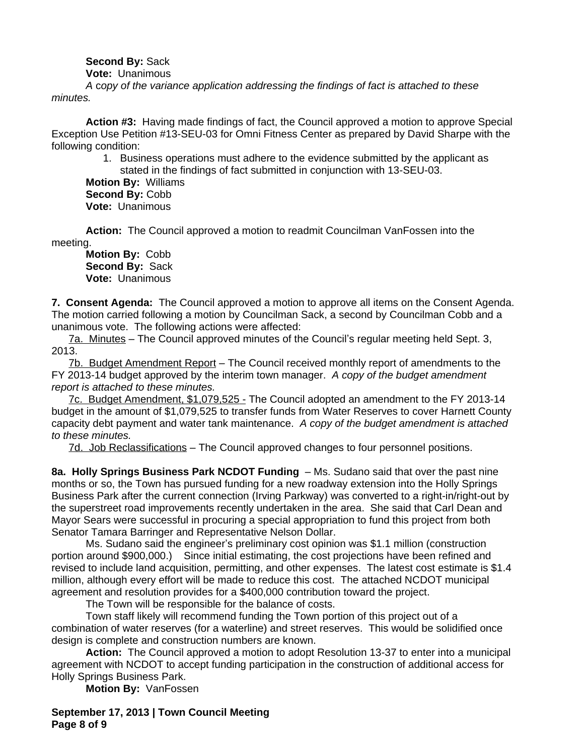**Second By:** Sack
**Vote:** Unanimous
*A copy of the variance application addressing the findings of fact is attached to these minutes.*

**Action #3:** Having made findings of fact, the Council approved a motion to approve Special Exception Use Petition #13-SEU-03 for Omni Fitness Center as prepared by David Sharpe with the following condition:

1. Business operations must adhere to the evidence submitted by the applicant as stated in the findings of fact submitted in conjunction with 13-SEU-03.

**Motion By:** Williams
**Second By:** Cobb
**Vote:** Unanimous

**Action:** The Council approved a motion to readmit Councilman VanFossen into the meeting.
**Motion By:** Cobb
**Second By:** Sack
**Vote:** Unanimous

**7. Consent Agenda:** The Council approved a motion to approve all items on the Consent Agenda. The motion carried following a motion by Councilman Sack, a second by Councilman Cobb and a unanimous vote. The following actions were affected:

7a. Minutes – The Council approved minutes of the Council's regular meeting held Sept. 3, 2013.

7b. Budget Amendment Report – The Council received monthly report of amendments to the FY 2013-14 budget approved by the interim town manager. *A copy of the budget amendment report is attached to these minutes.*

7c. Budget Amendment, $1,079,525 - The Council adopted an amendment to the FY 2013-14 budget in the amount of $1,079,525 to transfer funds from Water Reserves to cover Harnett County capacity debt payment and water tank maintenance. *A copy of the budget amendment is attached to these minutes.*

7d. Job Reclassifications – The Council approved changes to four personnel positions.

**8a. Holly Springs Business Park NCDOT Funding** – Ms. Sudano said that over the past nine months or so, the Town has pursued funding for a new roadway extension into the Holly Springs Business Park after the current connection (Irving Parkway) was converted to a right-in/right-out by the superstreet road improvements recently undertaken in the area. She said that Carl Dean and Mayor Sears were successful in procuring a special appropriation to fund this project from both Senator Tamara Barringer and Representative Nelson Dollar.

Ms. Sudano said the engineer's preliminary cost opinion was $1.1 million (construction portion around $900,000.) Since initial estimating, the cost projections have been refined and revised to include land acquisition, permitting, and other expenses. The latest cost estimate is $1.4 million, although every effort will be made to reduce this cost. The attached NCDOT municipal agreement and resolution provides for a $400,000 contribution toward the project.

The Town will be responsible for the balance of costs.

Town staff likely will recommend funding the Town portion of this project out of a combination of water reserves (for a waterline) and street reserves. This would be solidified once design is complete and construction numbers are known.

**Action:** The Council approved a motion to adopt Resolution 13-37 to enter into a municipal agreement with NCDOT to accept funding participation in the construction of additional access for Holly Springs Business Park.
**Motion By:** VanFossen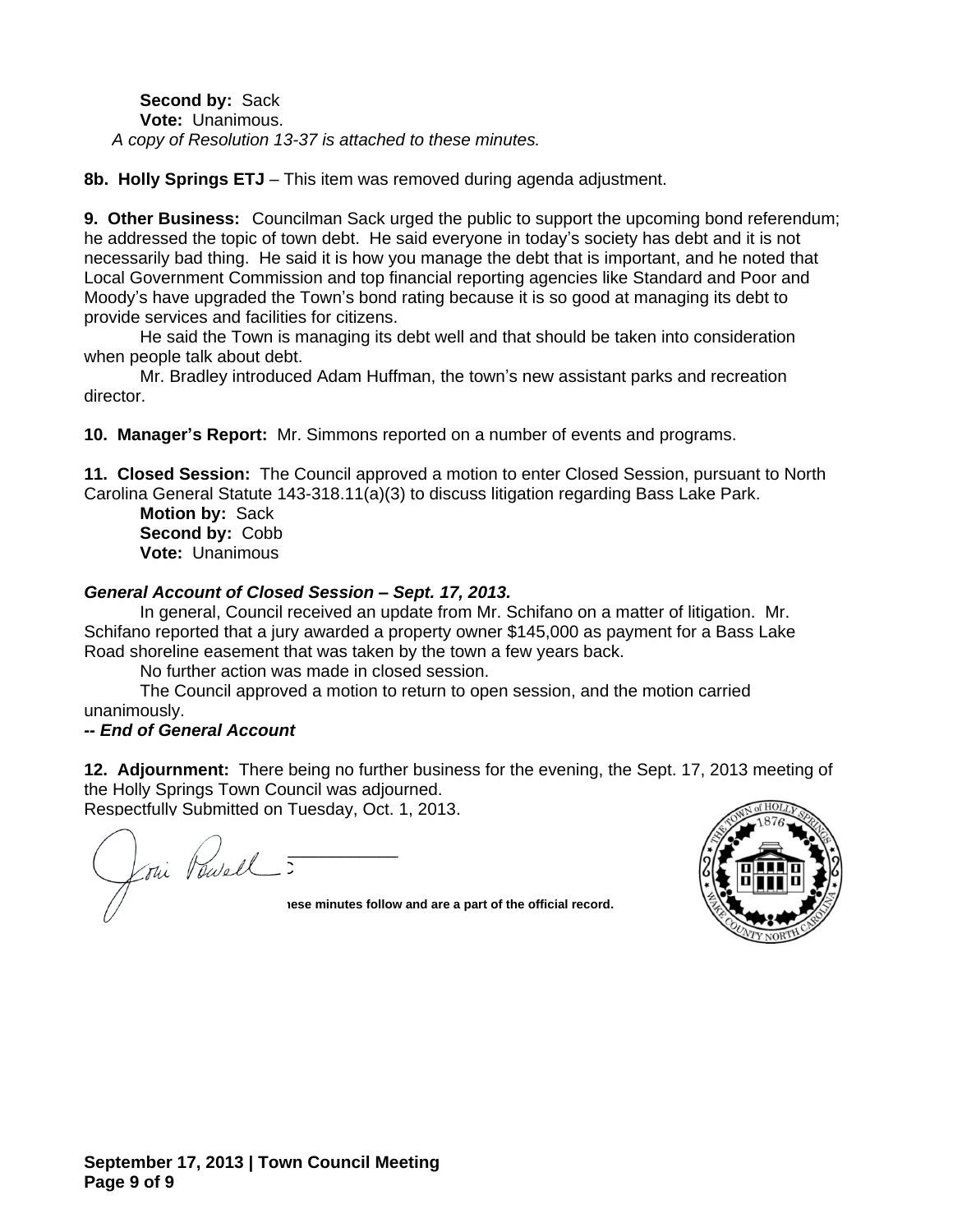**Second by:** Sack
**Vote:** Unanimous.

*A copy of Resolution 13-37 is attached to these minutes.*

**8b. Holly Springs ETJ** – This item was removed during agenda adjustment.

**9. Other Business:** Councilman Sack urged the public to support the upcoming bond referendum; he addressed the topic of town debt. He said everyone in today's society has debt and it is not necessarily bad thing. He said it is how you manage the debt that is important, and he noted that Local Government Commission and top financial reporting agencies like Standard and Poor and Moody's have upgraded the Town's bond rating because it is so good at managing its debt to provide services and facilities for citizens.

He said the Town is managing its debt well and that should be taken into consideration when people talk about debt.

Mr. Bradley introduced Adam Huffman, the town's new assistant parks and recreation director.

**10. Manager's Report:** Mr. Simmons reported on a number of events and programs.

**11. Closed Session:** The Council approved a motion to enter Closed Session, pursuant to North Carolina General Statute 143-318.11(a)(3) to discuss litigation regarding Bass Lake Park.

**Motion by:** Sack
**Second by:** Cobb
**Vote:** Unanimous

***General Account of Closed Session – Sept. 17, 2013.***

In general, Council received an update from Mr. Schifano on a matter of litigation. Mr. Schifano reported that a jury awarded a property owner $145,000 as payment for a Bass Lake Road shoreline easement that was taken by the town a few years back.

No further action was made in closed session.

The Council approved a motion to return to open session, and the motion carried unanimously.

***-- End of General Account***

**12. Adjournment:** There being no further business for the evening, the Sept. 17, 2013 meeting of the Holly Springs Town Council was adjourned.

Respectfully Submitted on Tuesday, Oct. 1, 2013.

Joni Powell

**...hese minutes follow and are a part of the official record.**